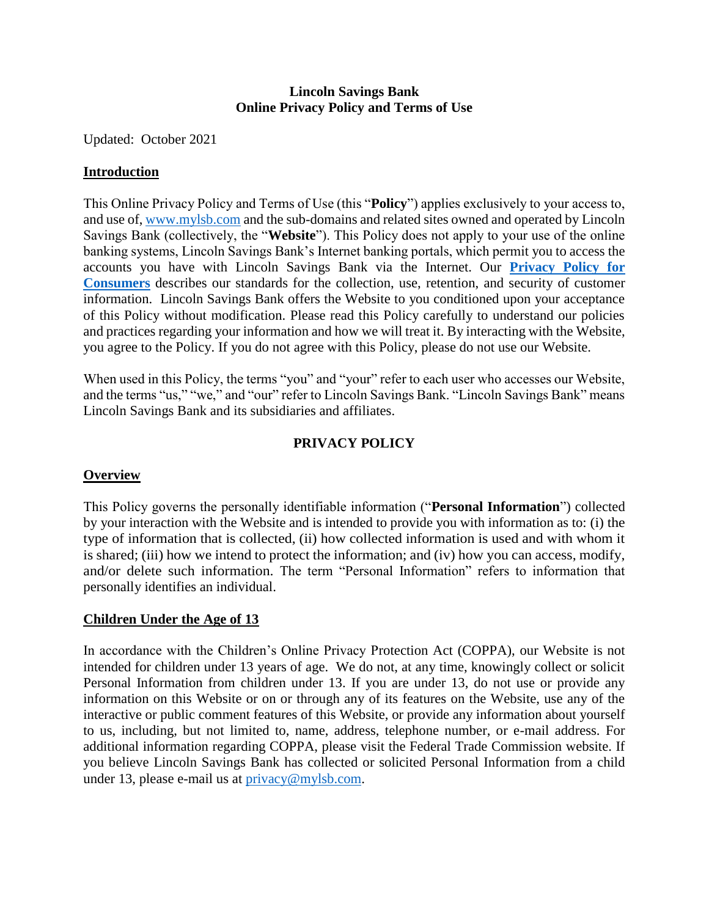**Lincoln Savings Bank**
**Online Privacy Policy and Terms of Use**

Updated: October 2021

## Introduction

This Online Privacy Policy and Terms of Use (this "**Policy**") applies exclusively to your access to, and use of, www.mylsb.com and the sub-domains and related sites owned and operated by Lincoln Savings Bank (collectively, the "**Website**"). This Policy does not apply to your use of the online banking systems, Lincoln Savings Bank's Internet banking portals, which permit you to access the accounts you have with Lincoln Savings Bank via the Internet. Our **Privacy Policy for Consumers** describes our standards for the collection, use, retention, and security of customer information. Lincoln Savings Bank offers the Website to you conditioned upon your acceptance of this Policy without modification. Please read this Policy carefully to understand our policies and practices regarding your information and how we will treat it. By interacting with the Website, you agree to the Policy. If you do not agree with this Policy, please do not use our Website.

When used in this Policy, the terms "you" and "your" refer to each user who accesses our Website, and the terms "us," "we," and "our" refer to Lincoln Savings Bank. "Lincoln Savings Bank" means Lincoln Savings Bank and its subsidiaries and affiliates.

# PRIVACY POLICY

## Overview

This Policy governs the personally identifiable information ("**Personal Information**") collected by your interaction with the Website and is intended to provide you with information as to: (i) the type of information that is collected, (ii) how collected information is used and with whom it is shared; (iii) how we intend to protect the information; and (iv) how you can access, modify, and/or delete such information. The term "Personal Information" refers to information that personally identifies an individual.

## Children Under the Age of 13

In accordance with the Children's Online Privacy Protection Act (COPPA), our Website is not intended for children under 13 years of age. We do not, at any time, knowingly collect or solicit Personal Information from children under 13. If you are under 13, do not use or provide any information on this Website or on or through any of its features on the Website, use any of the interactive or public comment features of this Website, or provide any information about yourself to us, including, but not limited to, name, address, telephone number, or e-mail address. For additional information regarding COPPA, please visit the Federal Trade Commission website. If you believe Lincoln Savings Bank has collected or solicited Personal Information from a child under 13, please e-mail us at privacy@mylsb.com.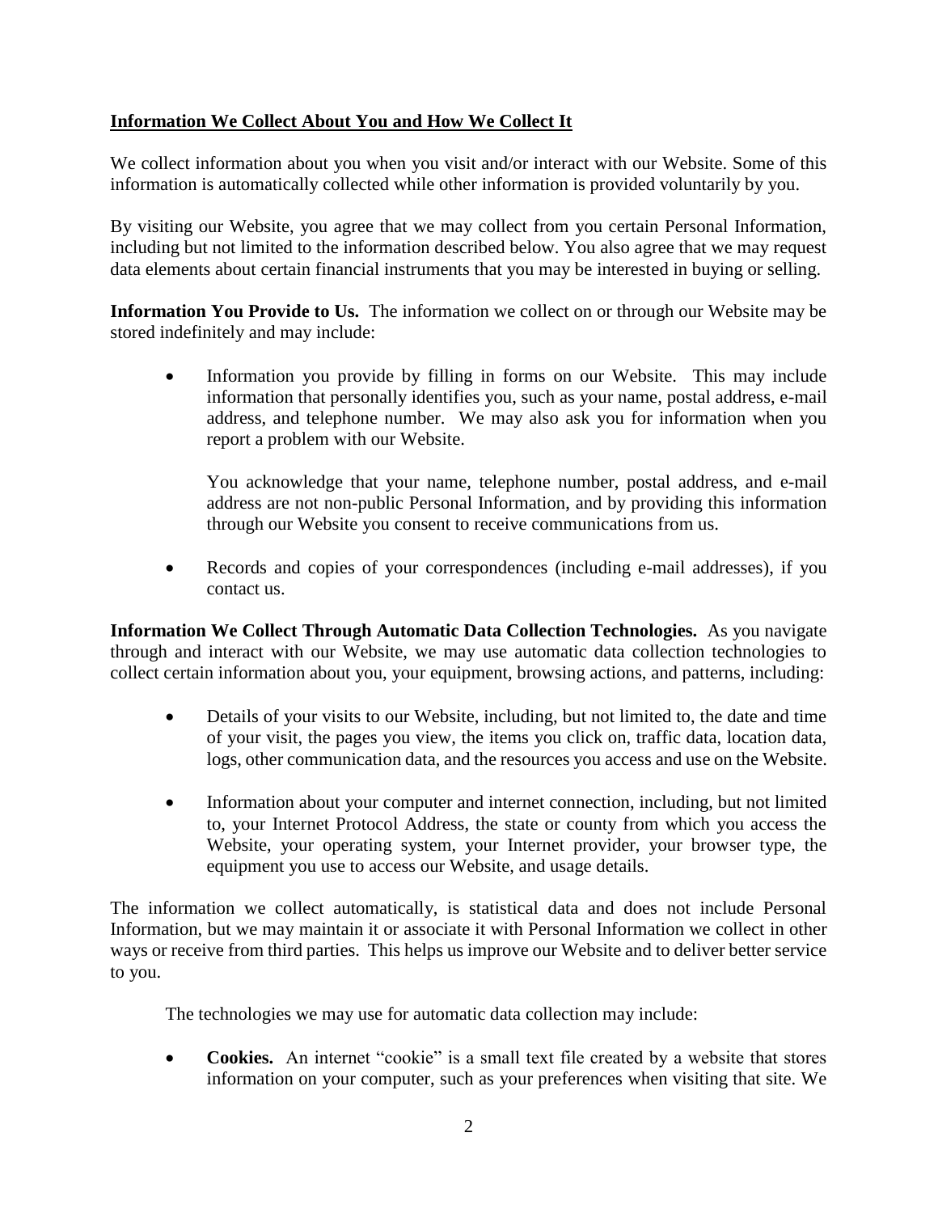**Information We Collect About You and How We Collect It**

We collect information about you when you visit and/or interact with our Website. Some of this information is automatically collected while other information is provided voluntarily by you.

By visiting our Website, you agree that we may collect from you certain Personal Information, including but not limited to the information described below. You also agree that we may request data elements about certain financial instruments that you may be interested in buying or selling.

**Information You Provide to Us.** The information we collect on or through our Website may be stored indefinitely and may include:

- Information you provide by filling in forms on our Website. This may include information that personally identifies you, such as your name, postal address, e-mail address, and telephone number. We may also ask you for information when you report a problem with our Website.

  You acknowledge that your name, telephone number, postal address, and e-mail address are not non-public Personal Information, and by providing this information through our Website you consent to receive communications from us.

- Records and copies of your correspondences (including e-mail addresses), if you contact us.

**Information We Collect Through Automatic Data Collection Technologies.** As you navigate through and interact with our Website, we may use automatic data collection technologies to collect certain information about you, your equipment, browsing actions, and patterns, including:

- Details of your visits to our Website, including, but not limited to, the date and time of your visit, the pages you view, the items you click on, traffic data, location data, logs, other communication data, and the resources you access and use on the Website.

- Information about your computer and internet connection, including, but not limited to, your Internet Protocol Address, the state or county from which you access the Website, your operating system, your Internet provider, your browser type, the equipment you use to access our Website, and usage details.

The information we collect automatically, is statistical data and does not include Personal Information, but we may maintain it or associate it with Personal Information we collect in other ways or receive from third parties. This helps us improve our Website and to deliver better service to you.

The technologies we may use for automatic data collection may include:

- **Cookies.** An internet "cookie" is a small text file created by a website that stores information on your computer, such as your preferences when visiting that site. We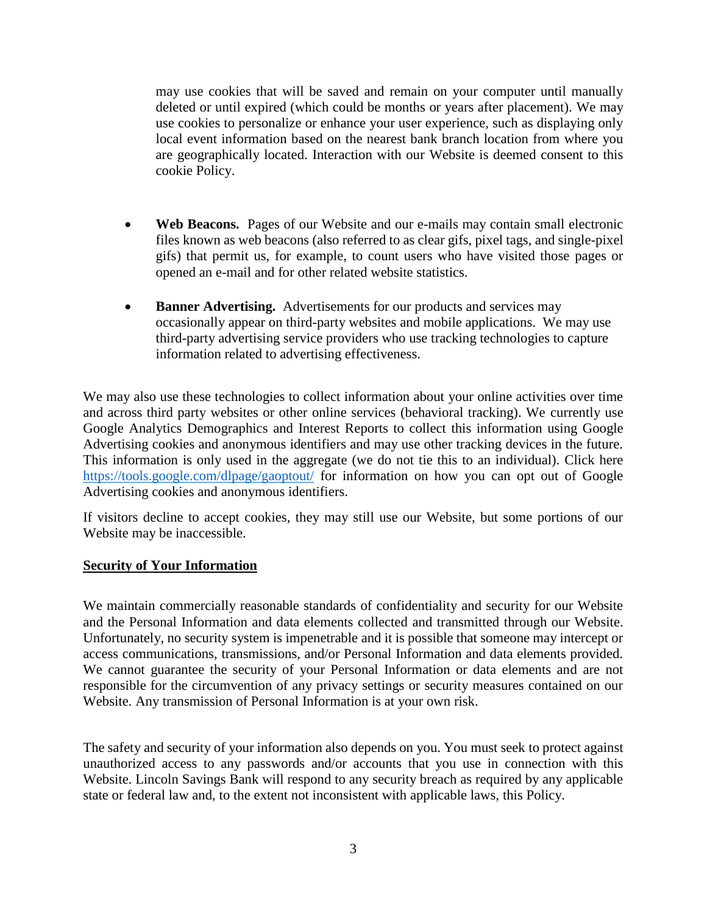may use cookies that will be saved and remain on your computer until manually deleted or until expired (which could be months or years after placement). We may use cookies to personalize or enhance your user experience, such as displaying only local event information based on the nearest bank branch location from where you are geographically located. Interaction with our Website is deemed consent to this cookie Policy.

- **Web Beacons.** Pages of our Website and our e-mails may contain small electronic files known as web beacons (also referred to as clear gifs, pixel tags, and single-pixel gifs) that permit us, for example, to count users who have visited those pages or opened an e-mail and for other related website statistics.

- **Banner Advertising.** Advertisements for our products and services may occasionally appear on third-party websites and mobile applications. We may use third-party advertising service providers who use tracking technologies to capture information related to advertising effectiveness.

We may also use these technologies to collect information about your online activities over time and across third party websites or other online services (behavioral tracking). We currently use Google Analytics Demographics and Interest Reports to collect this information using Google Advertising cookies and anonymous identifiers and may use other tracking devices in the future. This information is only used in the aggregate (we do not tie this to an individual). Click here [https://tools.google.com/dlpage/gaoptout/](https://tools.google.com/dlpage/gaoptout/) for information on how you can opt out of Google Advertising cookies and anonymous identifiers.

If visitors decline to accept cookies, they may still use our Website, but some portions of our Website may be inaccessible.

## Security of Your Information

We maintain commercially reasonable standards of confidentiality and security for our Website and the Personal Information and data elements collected and transmitted through our Website. Unfortunately, no security system is impenetrable and it is possible that someone may intercept or access communications, transmissions, and/or Personal Information and data elements provided. We cannot guarantee the security of your Personal Information or data elements and are not responsible for the circumvention of any privacy settings or security measures contained on our Website. Any transmission of Personal Information is at your own risk.

The safety and security of your information also depends on you. You must seek to protect against unauthorized access to any passwords and/or accounts that you use in connection with this Website. Lincoln Savings Bank will respond to any security breach as required by any applicable state or federal law and, to the extent not inconsistent with applicable laws, this Policy.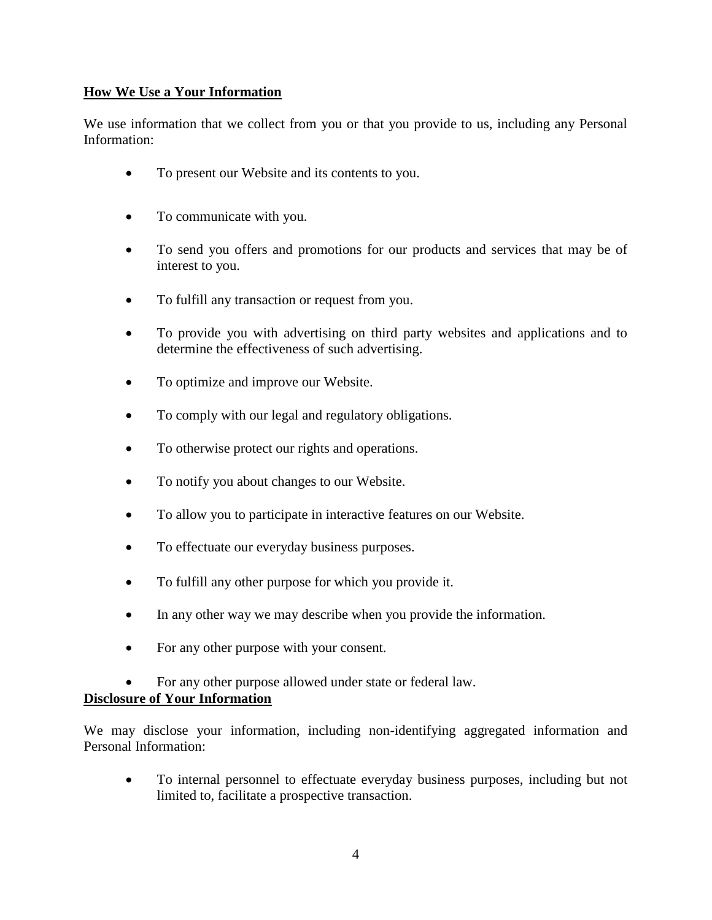**How We Use a Your Information**

We use information that we collect from you or that you provide to us, including any Personal Information:

- To present our Website and its contents to you.
- To communicate with you.
- To send you offers and promotions for our products and services that may be of interest to you.
- To fulfill any transaction or request from you.
- To provide you with advertising on third party websites and applications and to determine the effectiveness of such advertising.
- To optimize and improve our Website.
- To comply with our legal and regulatory obligations.
- To otherwise protect our rights and operations.
- To notify you about changes to our Website.
- To allow you to participate in interactive features on our Website.
- To effectuate our everyday business purposes.
- To fulfill any other purpose for which you provide it.
- In any other way we may describe when you provide the information.
- For any other purpose with your consent.
- For any other purpose allowed under state or federal law.

**Disclosure of Your Information**

We may disclose your information, including non-identifying aggregated information and Personal Information:

- To internal personnel to effectuate everyday business purposes, including but not limited to, facilitate a prospective transaction.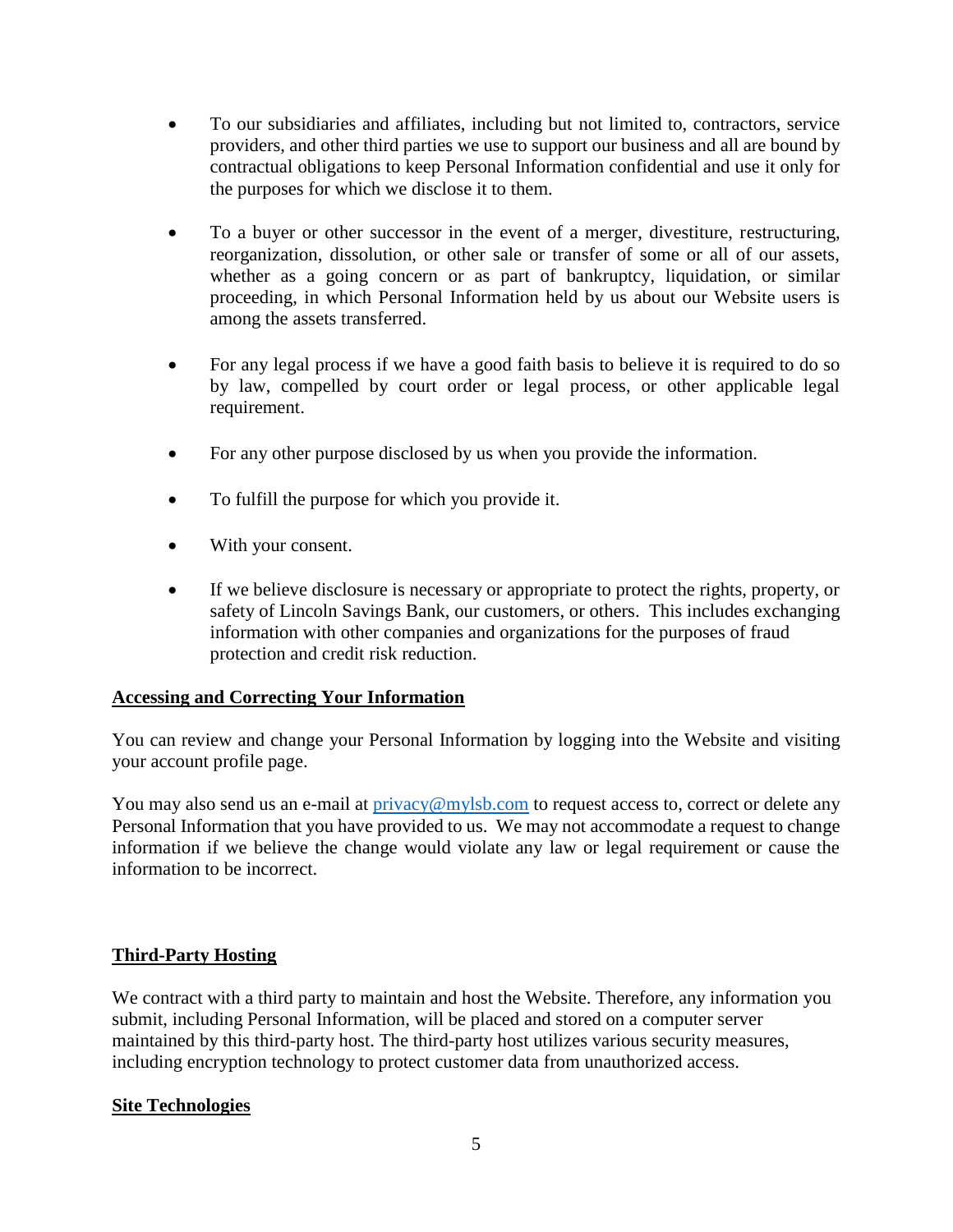- To our subsidiaries and affiliates, including but not limited to, contractors, service providers, and other third parties we use to support our business and all are bound by contractual obligations to keep Personal Information confidential and use it only for the purposes for which we disclose it to them.

- To a buyer or other successor in the event of a merger, divestiture, restructuring, reorganization, dissolution, or other sale or transfer of some or all of our assets, whether as a going concern or as part of bankruptcy, liquidation, or similar proceeding, in which Personal Information held by us about our Website users is among the assets transferred.

- For any legal process if we have a good faith basis to believe it is required to do so by law, compelled by court order or legal process, or other applicable legal requirement.

- For any other purpose disclosed by us when you provide the information.

- To fulfill the purpose for which you provide it.

- With your consent.

- If we believe disclosure is necessary or appropriate to protect the rights, property, or safety of Lincoln Savings Bank, our customers, or others. This includes exchanging information with other companies and organizations for the purposes of fraud protection and credit risk reduction.

## Accessing and Correcting Your Information

You can review and change your Personal Information by logging into the Website and visiting your account profile page.

You may also send us an e-mail at privacy@mylsb.com to request access to, correct or delete any Personal Information that you have provided to us. We may not accommodate a request to change information if we believe the change would violate any law or legal requirement or cause the information to be incorrect.

## Third-Party Hosting

We contract with a third party to maintain and host the Website. Therefore, any information you submit, including Personal Information, will be placed and stored on a computer server maintained by this third-party host. The third-party host utilizes various security measures, including encryption technology to protect customer data from unauthorized access.

## Site Technologies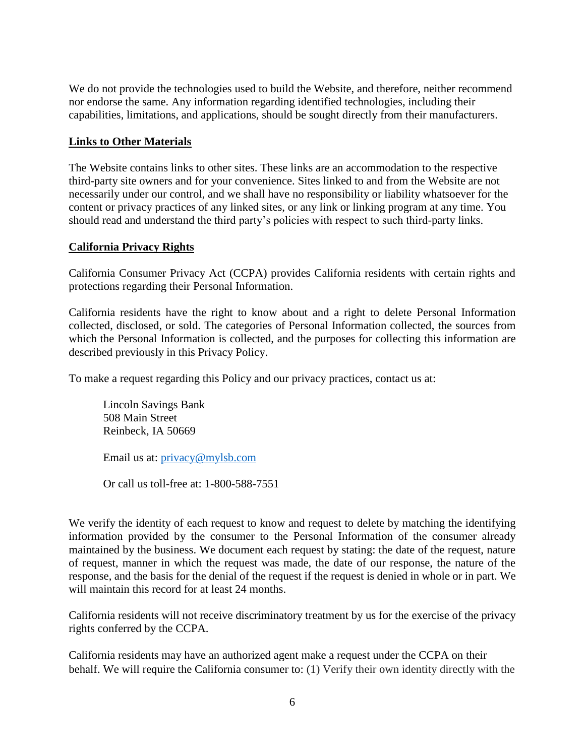We do not provide the technologies used to build the Website, and therefore, neither recommend nor endorse the same. Any information regarding identified technologies, including their capabilities, limitations, and applications, should be sought directly from their manufacturers.

## Links to Other Materials

The Website contains links to other sites. These links are an accommodation to the respective third-party site owners and for your convenience. Sites linked to and from the Website are not necessarily under our control, and we shall have no responsibility or liability whatsoever for the content or privacy practices of any linked sites, or any link or linking program at any time. You should read and understand the third party's policies with respect to such third-party links.

## California Privacy Rights

California Consumer Privacy Act (CCPA) provides California residents with certain rights and protections regarding their Personal Information.

California residents have the right to know about and a right to delete Personal Information collected, disclosed, or sold. The categories of Personal Information collected, the sources from which the Personal Information is collected, and the purposes for collecting this information are described previously in this Privacy Policy.

To make a request regarding this Policy and our privacy practices, contact us at:

> Lincoln Savings Bank
> 508 Main Street
> Reinbeck, IA 50669
>
> Email us at: [privacy@mylsb.com](mailto:privacy@mylsb.com)
>
> Or call us toll-free at: 1-800-588-7551

We verify the identity of each request to know and request to delete by matching the identifying information provided by the consumer to the Personal Information of the consumer already maintained by the business. We document each request by stating: the date of the request, nature of request, manner in which the request was made, the date of our response, the nature of the response, and the basis for the denial of the request if the request is denied in whole or in part. We will maintain this record for at least 24 months.

California residents will not receive discriminatory treatment by us for the exercise of the privacy rights conferred by the CCPA.

California residents may have an authorized agent make a request under the CCPA on their behalf. We will require the California consumer to: (1) Verify their own identity directly with the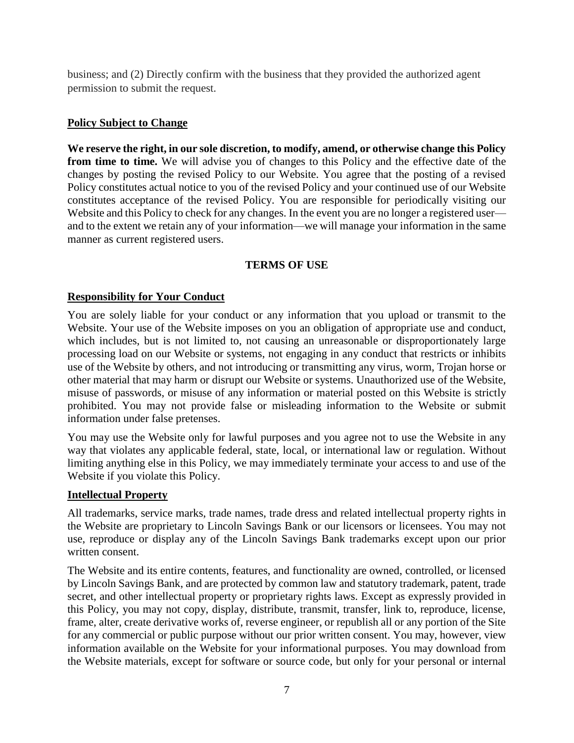business; and (2) Directly confirm with the business that they provided the authorized agent permission to submit the request.

**Policy Subject to Change**

**We reserve the right, in our sole discretion, to modify, amend, or otherwise change this Policy from time to time.** We will advise you of changes to this Policy and the effective date of the changes by posting the revised Policy to our Website. You agree that the posting of a revised Policy constitutes actual notice to you of the revised Policy and your continued use of our Website constitutes acceptance of the revised Policy. You are responsible for periodically visiting our Website and this Policy to check for any changes. In the event you are no longer a registered user—and to the extent we retain any of your information—we will manage your information in the same manner as current registered users.

## TERMS OF USE

**Responsibility for Your Conduct**

You are solely liable for your conduct or any information that you upload or transmit to the Website. Your use of the Website imposes on you an obligation of appropriate use and conduct, which includes, but is not limited to, not causing an unreasonable or disproportionately large processing load on our Website or systems, not engaging in any conduct that restricts or inhibits use of the Website by others, and not introducing or transmitting any virus, worm, Trojan horse or other material that may harm or disrupt our Website or systems. Unauthorized use of the Website, misuse of passwords, or misuse of any information or material posted on this Website is strictly prohibited. You may not provide false or misleading information to the Website or submit information under false pretenses.

You may use the Website only for lawful purposes and you agree not to use the Website in any way that violates any applicable federal, state, local, or international law or regulation. Without limiting anything else in this Policy, we may immediately terminate your access to and use of the Website if you violate this Policy.

**Intellectual Property**

All trademarks, service marks, trade names, trade dress and related intellectual property rights in the Website are proprietary to Lincoln Savings Bank or our licensors or licensees. You may not use, reproduce or display any of the Lincoln Savings Bank trademarks except upon our prior written consent.

The Website and its entire contents, features, and functionality are owned, controlled, or licensed by Lincoln Savings Bank, and are protected by common law and statutory trademark, patent, trade secret, and other intellectual property or proprietary rights laws. Except as expressly provided in this Policy, you may not copy, display, distribute, transmit, transfer, link to, reproduce, license, frame, alter, create derivative works of, reverse engineer, or republish all or any portion of the Site for any commercial or public purpose without our prior written consent. You may, however, view information available on the Website for your informational purposes. You may download from the Website materials, except for software or source code, but only for your personal or internal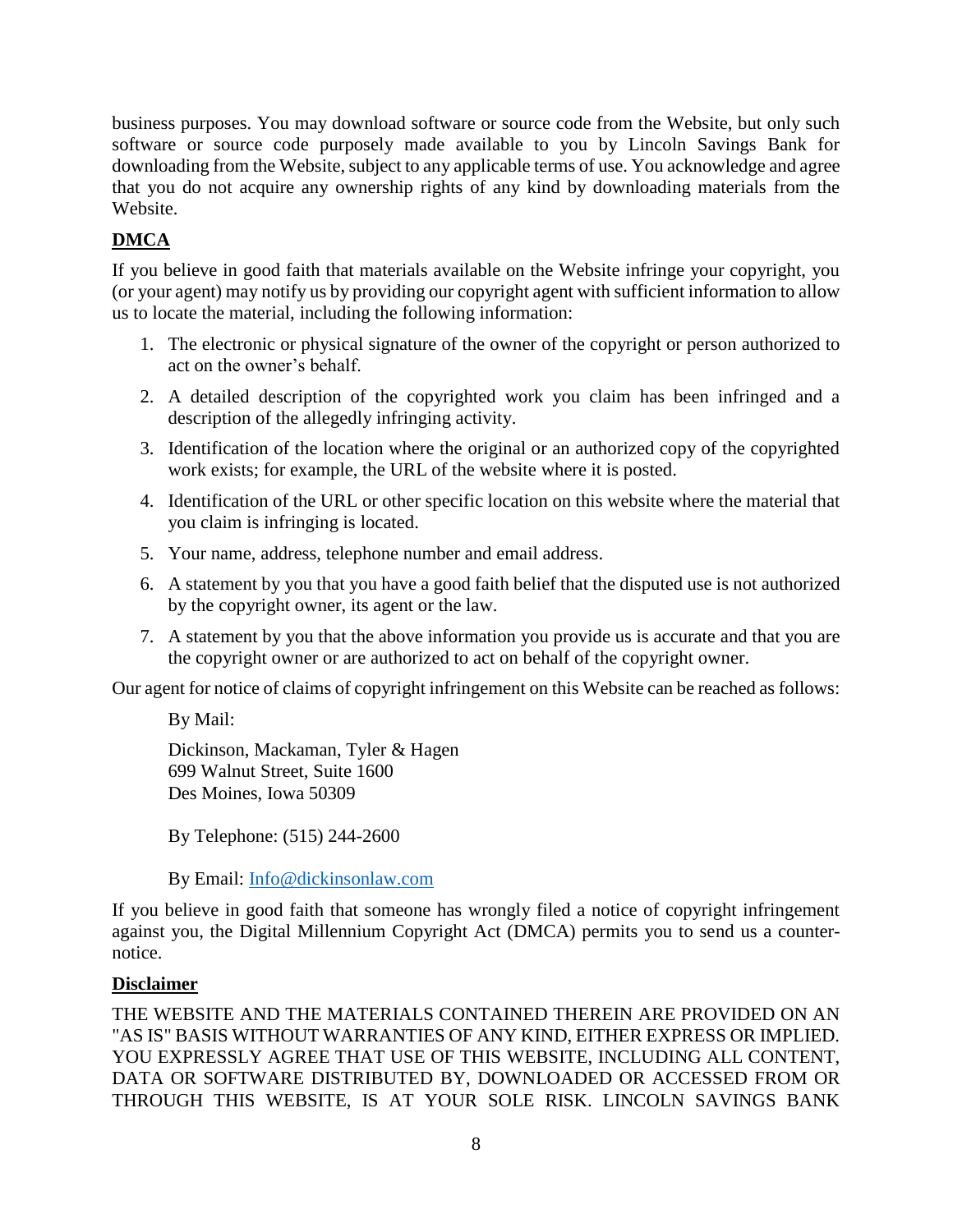business purposes. You may download software or source code from the Website, but only such software or source code purposely made available to you by Lincoln Savings Bank for downloading from the Website, subject to any applicable terms of use. You acknowledge and agree that you do not acquire any ownership rights of any kind by downloading materials from the Website.

## DMCA

If you believe in good faith that materials available on the Website infringe your copyright, you (or your agent) may notify us by providing our copyright agent with sufficient information to allow us to locate the material, including the following information:

1. The electronic or physical signature of the owner of the copyright or person authorized to act on the owner's behalf.
2. A detailed description of the copyrighted work you claim has been infringed and a description of the allegedly infringing activity.
3. Identification of the location where the original or an authorized copy of the copyrighted work exists; for example, the URL of the website where it is posted.
4. Identification of the URL or other specific location on this website where the material that you claim is infringing is located.
5. Your name, address, telephone number and email address.
6. A statement by you that you have a good faith belief that the disputed use is not authorized by the copyright owner, its agent or the law.
7. A statement by you that the above information you provide us is accurate and that you are the copyright owner or are authorized to act on behalf of the copyright owner.

Our agent for notice of claims of copyright infringement on this Website can be reached as follows:

By Mail:

Dickinson, Mackaman, Tyler & Hagen
699 Walnut Street, Suite 1600
Des Moines, Iowa 50309

By Telephone: (515) 244-2600

By Email: Info@dickinsonlaw.com

If you believe in good faith that someone has wrongly filed a notice of copyright infringement against you, the Digital Millennium Copyright Act (DMCA) permits you to send us a counter-notice.

## Disclaimer

THE WEBSITE AND THE MATERIALS CONTAINED THEREIN ARE PROVIDED ON AN "AS IS" BASIS WITHOUT WARRANTIES OF ANY KIND, EITHER EXPRESS OR IMPLIED. YOU EXPRESSLY AGREE THAT USE OF THIS WEBSITE, INCLUDING ALL CONTENT, DATA OR SOFTWARE DISTRIBUTED BY, DOWNLOADED OR ACCESSED FROM OR THROUGH THIS WEBSITE, IS AT YOUR SOLE RISK. LINCOLN SAVINGS BANK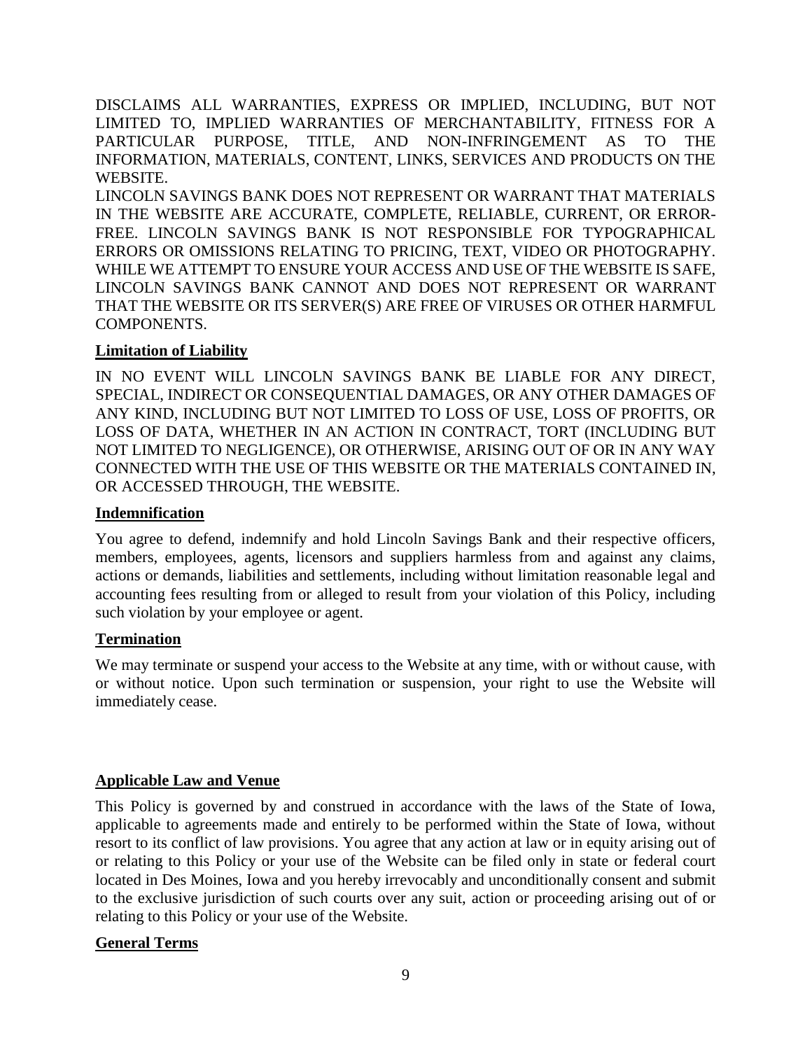DISCLAIMS ALL WARRANTIES, EXPRESS OR IMPLIED, INCLUDING, BUT NOT LIMITED TO, IMPLIED WARRANTIES OF MERCHANTABILITY, FITNESS FOR A PARTICULAR PURPOSE, TITLE, AND NON-INFRINGEMENT AS TO THE INFORMATION, MATERIALS, CONTENT, LINKS, SERVICES AND PRODUCTS ON THE WEBSITE.

LINCOLN SAVINGS BANK DOES NOT REPRESENT OR WARRANT THAT MATERIALS IN THE WEBSITE ARE ACCURATE, COMPLETE, RELIABLE, CURRENT, OR ERROR-FREE. LINCOLN SAVINGS BANK IS NOT RESPONSIBLE FOR TYPOGRAPHICAL ERRORS OR OMISSIONS RELATING TO PRICING, TEXT, VIDEO OR PHOTOGRAPHY. WHILE WE ATTEMPT TO ENSURE YOUR ACCESS AND USE OF THE WEBSITE IS SAFE, LINCOLN SAVINGS BANK CANNOT AND DOES NOT REPRESENT OR WARRANT THAT THE WEBSITE OR ITS SERVER(S) ARE FREE OF VIRUSES OR OTHER HARMFUL COMPONENTS.

**Limitation of Liability**

IN NO EVENT WILL LINCOLN SAVINGS BANK BE LIABLE FOR ANY DIRECT, SPECIAL, INDIRECT OR CONSEQUENTIAL DAMAGES, OR ANY OTHER DAMAGES OF ANY KIND, INCLUDING BUT NOT LIMITED TO LOSS OF USE, LOSS OF PROFITS, OR LOSS OF DATA, WHETHER IN AN ACTION IN CONTRACT, TORT (INCLUDING BUT NOT LIMITED TO NEGLIGENCE), OR OTHERWISE, ARISING OUT OF OR IN ANY WAY CONNECTED WITH THE USE OF THIS WEBSITE OR THE MATERIALS CONTAINED IN, OR ACCESSED THROUGH, THE WEBSITE.

**Indemnification**

You agree to defend, indemnify and hold Lincoln Savings Bank and their respective officers, members, employees, agents, licensors and suppliers harmless from and against any claims, actions or demands, liabilities and settlements, including without limitation reasonable legal and accounting fees resulting from or alleged to result from your violation of this Policy, including such violation by your employee or agent.

**Termination**

We may terminate or suspend your access to the Website at any time, with or without cause, with or without notice. Upon such termination or suspension, your right to use the Website will immediately cease.

**Applicable Law and Venue**

This Policy is governed by and construed in accordance with the laws of the State of Iowa, applicable to agreements made and entirely to be performed within the State of Iowa, without resort to its conflict of law provisions. You agree that any action at law or in equity arising out of or relating to this Policy or your use of the Website can be filed only in state or federal court located in Des Moines, Iowa and you hereby irrevocably and unconditionally consent and submit to the exclusive jurisdiction of such courts over any suit, action or proceeding arising out of or relating to this Policy or your use of the Website.

**General Terms**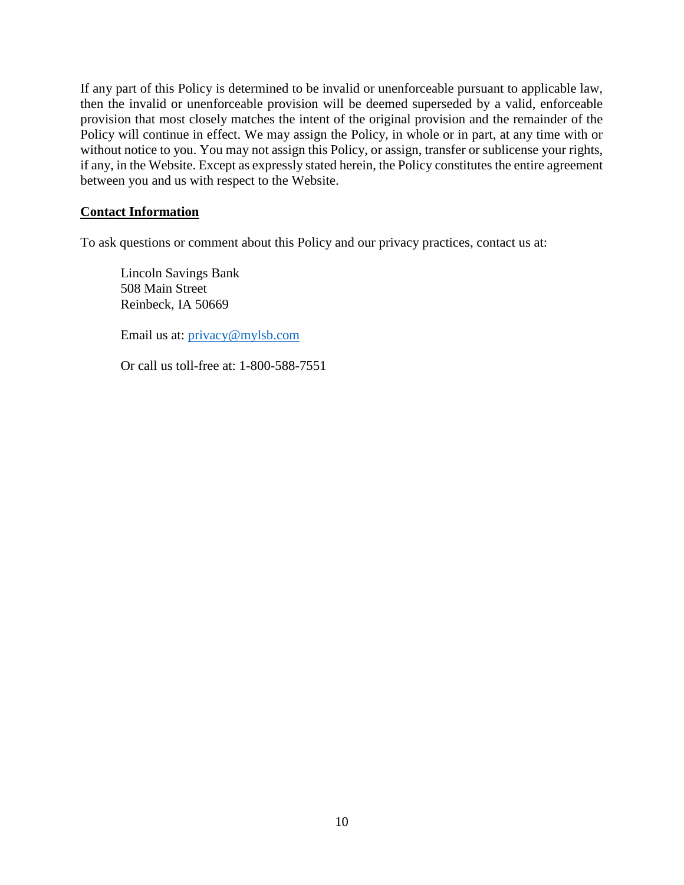If any part of this Policy is determined to be invalid or unenforceable pursuant to applicable law, then the invalid or unenforceable provision will be deemed superseded by a valid, enforceable provision that most closely matches the intent of the original provision and the remainder of the Policy will continue in effect. We may assign the Policy, in whole or in part, at any time with or without notice to you. You may not assign this Policy, or assign, transfer or sublicense your rights, if any, in the Website. Except as expressly stated herein, the Policy constitutes the entire agreement between you and us with respect to the Website.

**Contact Information**

To ask questions or comment about this Policy and our privacy practices, contact us at:

Lincoln Savings Bank
508 Main Street
Reinbeck, IA 50669

Email us at: privacy@mylsb.com

Or call us toll-free at: 1-800-588-7551